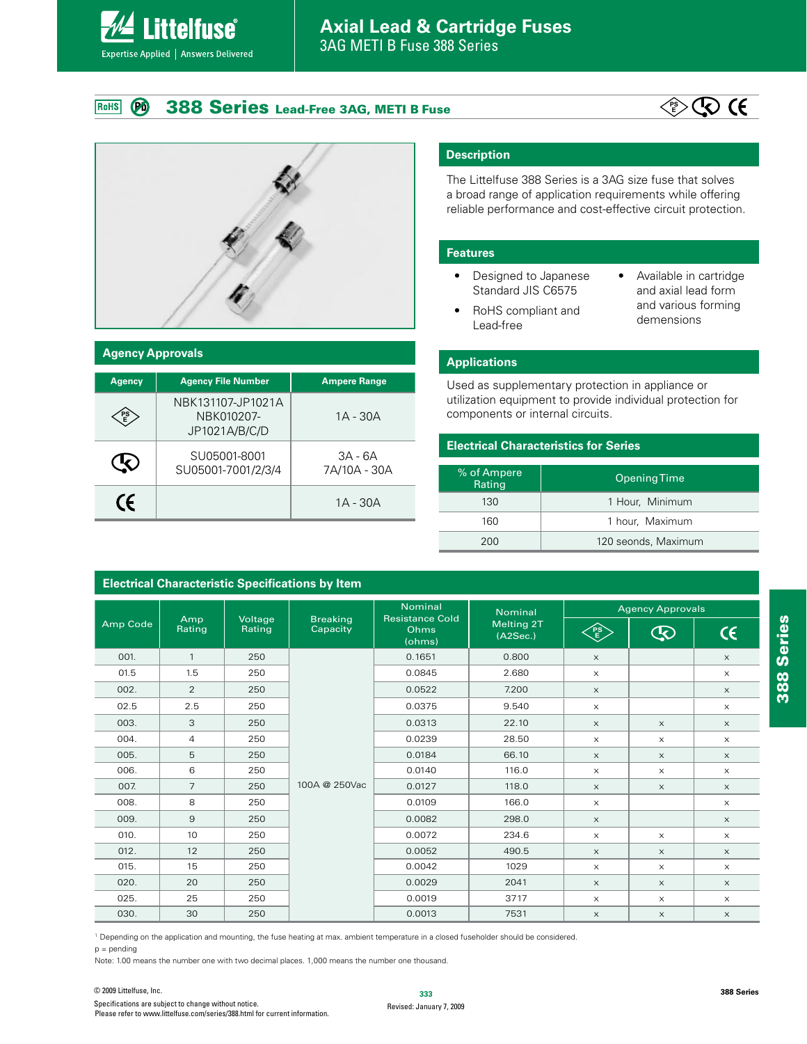# Axial Lead & Cartridge Fuses

3AG METI B Fuse 388 Series

## 388 Series Lead-Free 3AG, METI B Fuse

### Agency Approvals

| Agency | Agency File Number | Ampere Range |
|---|---|---|
| PSE | NBK131107-JP1021A NBK010207-JP1021A/B/C/D | 1A - 30A |
| K | SU05001-8001 SU05001-7001/2/3/4 | 3A - 6A 7A/10A - 30A |
| CE | | 1A - 30A |

### Description

The Littelfuse 388 Series is a 3AG size fuse that solves a broad range of application requirements while offering reliable performance and cost-effective circuit protection.

### Features

- Designed to Japanese Standard JIS C6575
- RoHS compliant and Lead-free
- Available in cartridge and axial lead form and various forming demensions

### Applications

Used as supplementary protection in appliance or utilization equipment to provide individual protection for components or internal circuits.

### Electrical Characteristics for Series

| % of Ampere Rating | Opening Time |
|---|---|
| 130 | 1 Hour, Minimum |
| 160 | 1 hour, Maximum |
| 200 | 120 seonds, Maximum |

### Electrical Characteristic Specifications by Item

| Amp Code | Amp Rating | Voltage Rating | Breaking Capacity | Nominal Resistance Cold Ohms (ohms) | Nominal Melting 2T (A2Sec.) | Agency Approvals | | |
|---|---|---|---|---|---|---|---|---|
| | | | | | | PSE | K | CE |
| 001. | 1 | 250 | 100A @ 250Vac | 0.1651 | 0.800 | x | | x |
| 01.5 | 1.5 | 250 | | 0.0845 | 2.680 | x | | x |
| 002. | 2 | 250 | | 0.0522 | 7.200 | x | | x |
| 02.5 | 2.5 | 250 | | 0.0375 | 9.540 | x | | x |
| 003. | 3 | 250 | | 0.0313 | 22.10 | x | x | x |
| 004. | 4 | 250 | | 0.0239 | 28.50 | x | x | x |
| 005. | 5 | 250 | | 0.0184 | 66.10 | x | x | x |
| 006. | 6 | 250 | | 0.0140 | 116.0 | x | x | x |
| 007. | 7 | 250 | | 0.0127 | 118.0 | x | x | x |
| 008. | 8 | 250 | | 0.0109 | 166.0 | x | | x |
| 009. | 9 | 250 | | 0.0082 | 298.0 | x | | x |
| 010. | 10 | 250 | | 0.0072 | 234.6 | x | x | x |
| 012. | 12 | 250 | | 0.0052 | 490.5 | x | x | x |
| 015. | 15 | 250 | | 0.0042 | 1029 | x | x | x |
| 020. | 20 | 250 | | 0.0029 | 2041 | x | x | x |
| 025. | 25 | 250 | | 0.0019 | 3717 | x | x | x |
| 030. | 30 | 250 | | 0.0013 | 7531 | x | x | x |

[1] Depending on the application and mounting, the fuse heating at max. ambient temperature in a closed fuseholder should be considered.

p = pending

Note: 1.00 means the number one with two decimal places. 1,000 means the number one thousand.

© 2009 Littelfuse, Inc.

Specifications are subject to change without notice.

Please refer to www.littelfuse.com/series/388.html for current information.

Revised: January 7, 2009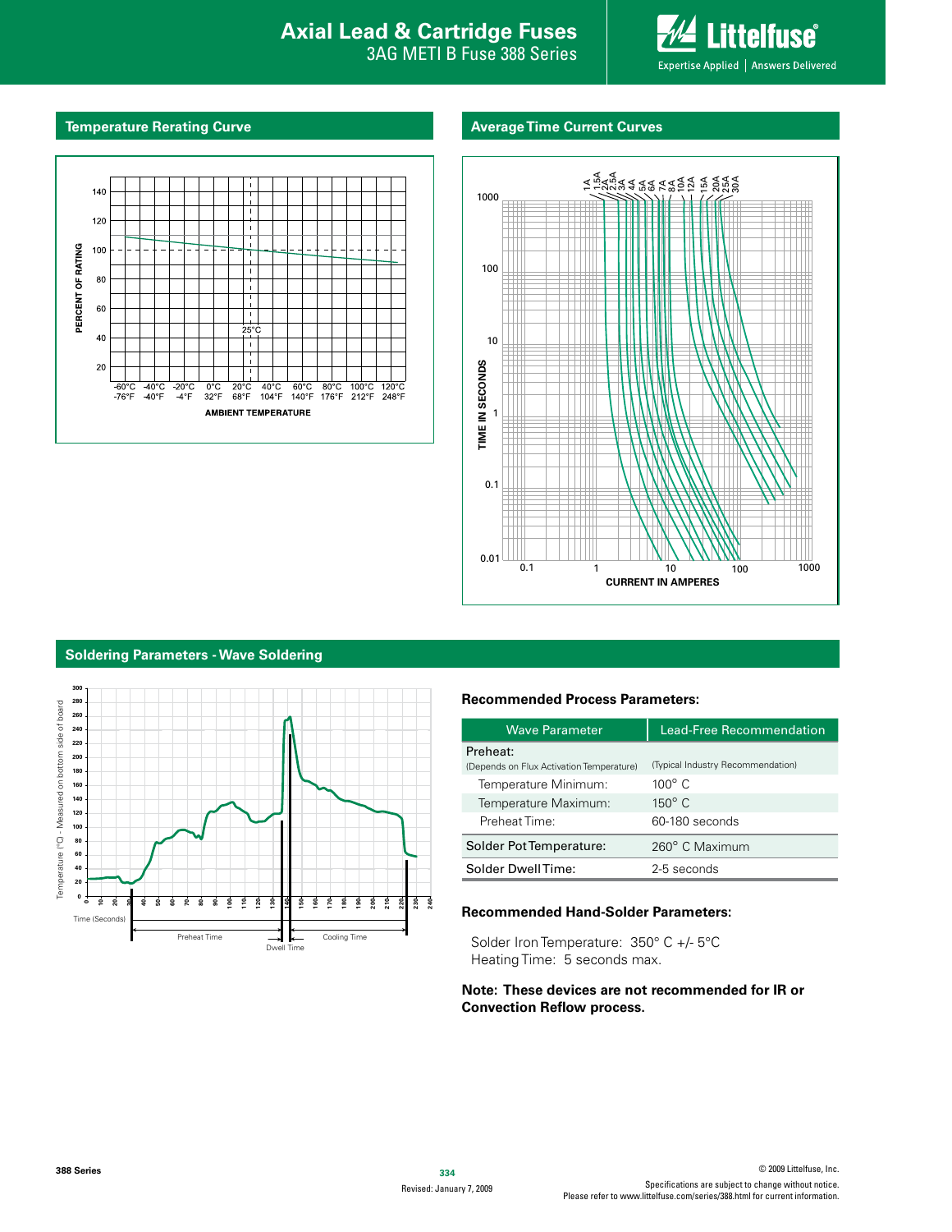## Temperature Rerating Curve

## Average Time Current Curves

## Soldering Parameters - Wave Soldering

### Recommended Process Parameters:

| Wave Parameter | Lead-Free Recommendation |
|---|---|
| Preheat: (Depends on Flux Activation Temperature) | (Typical Industry Recommendation) |
| Temperature Minimum: | 100° C |
| Temperature Maximum: | 150° C |
| Preheat Time: | 60-180 seconds |
| Solder Pot Temperature: | 260° C Maximum |
| Solder Dwell Time: | 2-5 seconds |

### Recommended Hand-Solder Parameters:

Solder Iron Temperature: 350° C +/- 5°C
Heating Time: 5 seconds max.

**Note: These devices are not recommended for IR or Convection Reflow process.**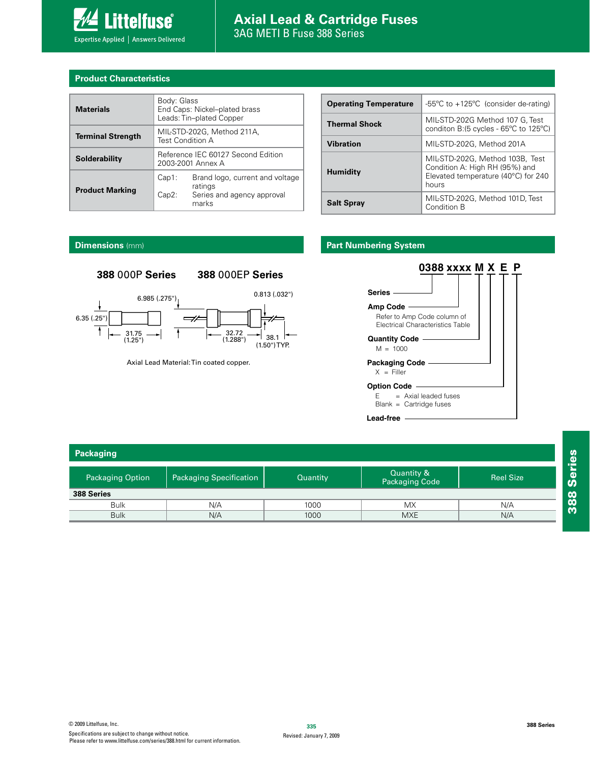# Axial Lead & Cartridge Fuses

## 3AG METI B Fuse 388 Series

## Product Characteristics

| | |
|---|---|
| **Materials** | Body: Glass<br>End Caps: Nickel–plated brass<br>Leads: Tin–plated Copper |
| **Terminal Strength** | MIL-STD-202G, Method 211A, Test Condition A |
| **Solderability** | Reference IEC 60127 Second Edition 2003-2001 Annex A |
| **Product Marking** | Cap1: Brand logo, current and voltage ratings<br>Cap2: Series and agency approval marks |

| | |
|---|---|
| **Operating Temperature** | -55ºC to +125ºC (consider de-rating) |
| **Thermal Shock** | MIL-STD-202G Method 107 G, Test conditon B:(5 cycles - 65°C to 125°C) |
| **Vibration** | MIL-STD-202G, Method 201A |
| **Humidity** | MIL-STD-202G, Method 103B, Test Condition A: High RH (95%) and Elevated temperature (40°C) for 240 hours |
| **Salt Spray** | MIL-STD-202G, Method 101D, Test Condition B |

## Dimensions (mm)

**388 000P Series** **388 000EP Series**

6.985 (.275")
0.813 (.032")
6.35 (.25")
31.75 (1.25")
32.72 (1.288")
38.1 (1.50") TYP.

Axial Lead Material: Tin coated copper.

## Part Numbering System

**0388 xxxx M X E P**

**Series**

**Amp Code**
Refer to Amp Code column of Electrical Characteristics Table

**Quantity Code**
M = 1000

**Packaging Code**
X = Filler

**Option Code**
E = Axial leaded fuses
Blank = Cartridge fuses

**Lead-free**

## Packaging

| Packaging Option | Packaging Specification | Quantity | Quantity & Packaging Code | Reel Size |
|---|---|---|---|---|
| **388 Series** | | | | |
| Bulk | N/A | 1000 | MX | N/A |
| Bulk | N/A | 1000 | MXE | N/A |

© 2009 Littelfuse, Inc.
Specifications are subject to change without notice.
Please refer to www.littelfuse.com/series/388.html for current information.

Revised: January 7, 2009